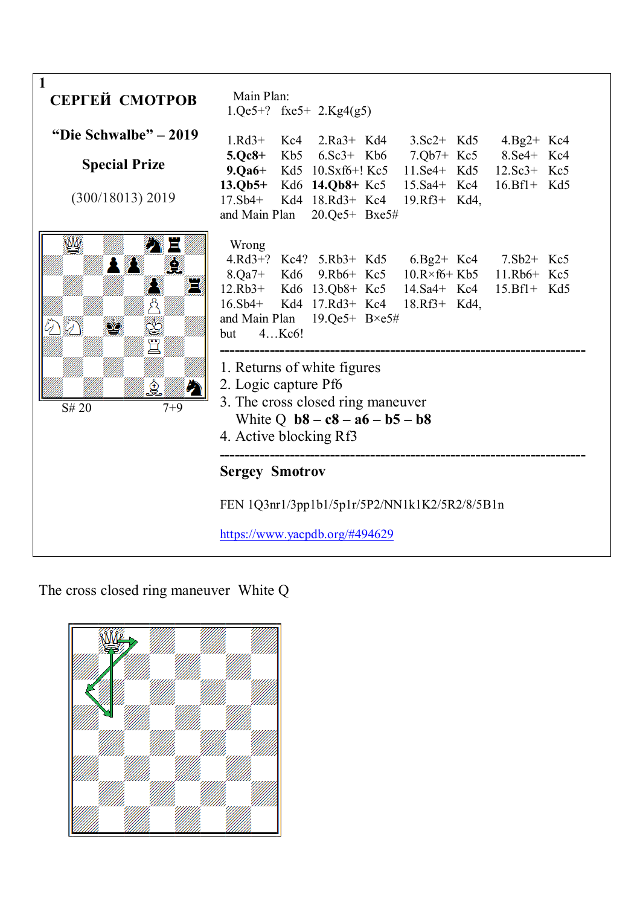**1**

**СЕРГЕЙ СМОТРОВ**

**"Die Schwalbe" – 2019**

**Special Prize**

(300/18013) 2019

S# 20 7+9

Main Plan:
1.Qe5+? fxe5+ 2.Kg4(g5)

1.Rd3+ Kc4 2.Ra3+ Kd4 3.Sc2+ Kd5 4.Bg2+ Kc4
**5.Qc8+** Kb5 6.Sc3+ Kb6 7.Qb7+ Kc5 8.Se4+ Kc4
**9.Qa6+** Kd5 10.Sxf6+! Kc5 11.Se4+ Kd5 12.Sc3+ Kc5
**13.Qb5+** Kd6 **14.Qb8+** Kc5 15.Sa4+ Kc4 16.Bf1+ Kd5
17.Sb4+ Kd4 18.Rd3+ Kc4 19.Rf3+ Kd4,
and Main Plan 20.Qe5+ Bxe5#

Wrong
4.Rd3+? Kc4? 5.Rb3+ Kd5 6.Bg2+ Kc4 7.Sb2+ Kc5
8.Qa7+ Kd6 9.Rb6+ Kc5 10.R×f6+ Kb5 11.Rb6+ Kc5
12.Rb3+ Kd6 13.Qb8+ Kc5 14.Sa4+ Kc4 15.Bf1+ Kd5
16.Sb4+ Kd4 17.Rd3+ Kc4 18.Rf3+ Kd4,
and Main Plan 19.Qe5+ B×e5#
but 4…Kc6!

---

1. Returns of white figures
2. Logic capture Pf6
3. The cross closed ring maneuver
   White Q **b8 – c8 – a6 – b5 – b8**
4. Active blocking Rf3

---

**Sergey Smotrov**

FEN 1Q3nr1/3pp1b1/5p1r/5P2/NN1k1K2/5R2/8/5B1n

https://www.yacpdb.org/#494629

The cross closed ring maneuver White Q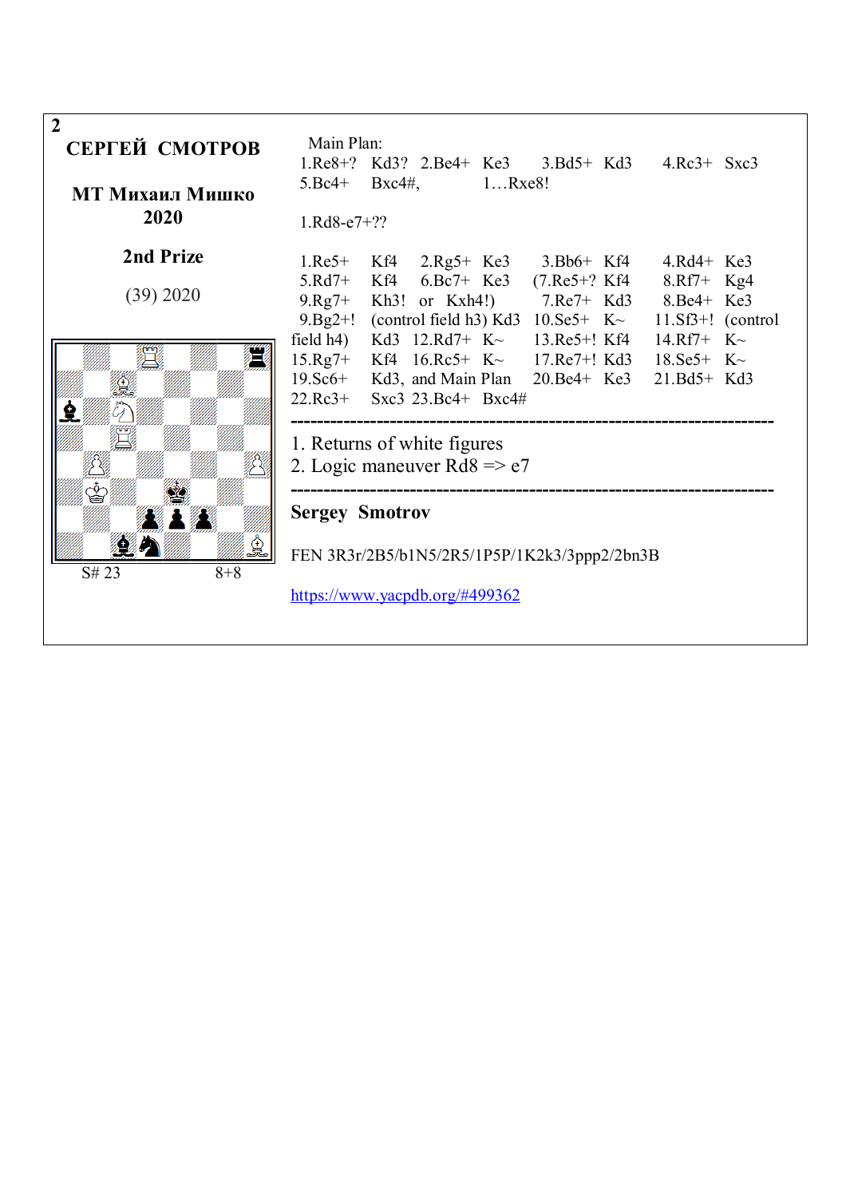**2**

**СЕРГЕЙ СМОТРОВ**

**МТ Михаил Мишко 2020**

**2nd Prize**

(39) 2020

S# 23 8+8

Main Plan:
1.Re8+? Kd3? 2.Be4+ Ke3 3.Bd5+ Kd3 4.Rc3+ Sxc3 5.Bc4+ Bxc4#, 1…Rxe8!

1.Rd8-e7+??

1.Re5+ Kf4 2.Rg5+ Ke3 3.Bb6+ Kf4 4.Rd4+ Ke3 5.Rd7+ Kf4 6.Bc7+ Ke3 (7.Re5+? Kf4 8.Rf7+ Kg4 9.Rg7+ Kh3! or Kxh4!) 7.Re7+ Kd3 8.Be4+ Ke3 9.Bg2+! (control field h3) Kd3 10.Se5+ K~ 11.Sf3+! (control field h4) Kd3 12.Rd7+ K~ 13.Re5+! Kf4 14.Rf7+ K~ 15.Rg7+ Kf4 16.Rc5+ K~ 17.Re7+! Kd3 18.Se5+ K~ 19.Sc6+ Kd3, and Main Plan 20.Be4+ Ke3 21.Bd5+ Kd3 22.Rc3+ Sxc3 23.Bc4+ Bxc4#

---

1. Returns of white figures
2. Logic maneuver Rd8 => e7

---

**Sergey Smotrov**

FEN 3R3r/2B5/b1N5/2R5/1P5P/1K2k3/3ppp2/2bn3B

https://www.yacpdb.org/#499362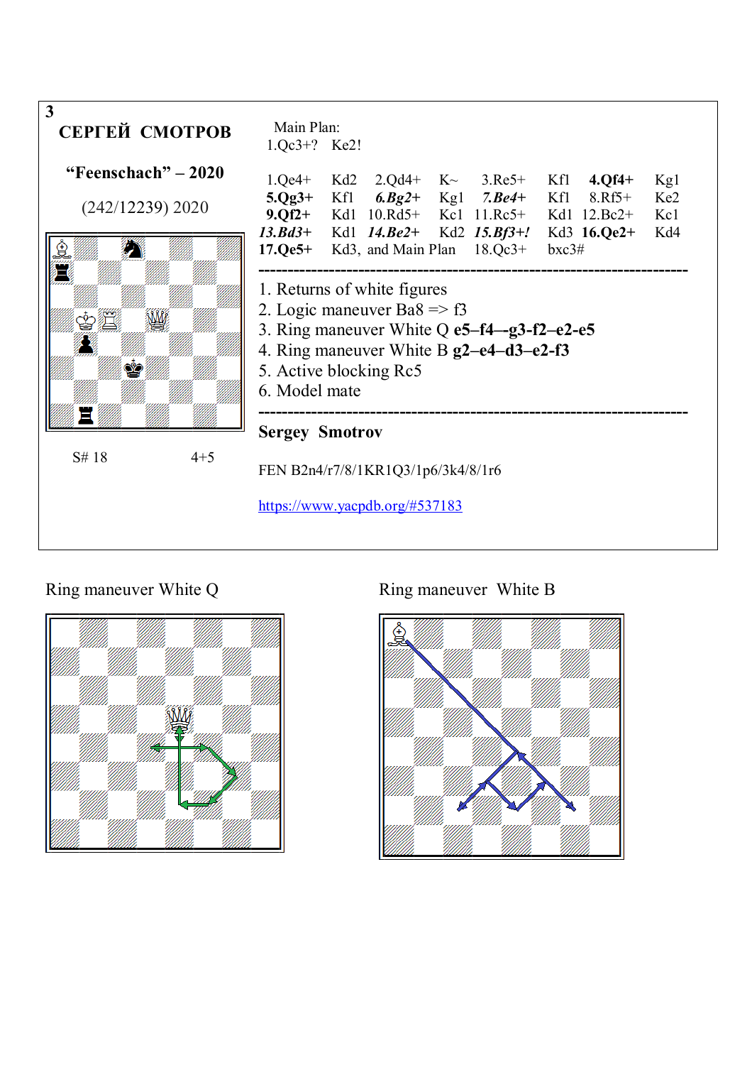**3**

**СЕРГЕЙ СМОТРОВ**

**“Feenschach” – 2020**

(242/12239) 2020

S# 18 4+5

Main Plan:
1.Qc3+? Ke2!

| | | | | | | | |
|---|---|---|---|---|---|---|---|
| 1.Qe4+ | Kd2 | 2.Qd4+ | K~ | 3.Re5+ | Kf1 | **4.Qf4+** | Kg1 |
| **5.Qg3+** | Kf1 | ***6.Bg2+*** | Kg1 | ***7.Be4+*** | Kf1 | 8.Rf5+ | Ke2 |
| **9.Qf2+** | Kd1 | 10.Rd5+ | Kc1 | 11.Rc5+ | Kd1 | 12.Bc2+ | Kc1 |
| ***13.Bd3+*** | Kd1 | ***14.Be2+*** | Kd2 | ***15.Bf3+!*** | Kd3 | **16.Qe2+** | Kd4 |
| **17.Qe5+** | Kd3, and Main Plan | | | 18.Qc3+ | bxc3# | | |

---

1. Returns of white figures
2. Logic maneuver Ba8 => f3
3. Ring maneuver White Q **e5–f4–-g3–f2–e2-e5**
4. Ring maneuver White B **g2–e4–d3–e2-f3**
5. Active blocking Rc5
6. Model mate

---

**Sergey Smotrov**

FEN B2n4/r7/8/1KR1Q3/1p6/3k4/8/1r6

https://www.yacpdb.org/#537183

Ring maneuver White Q

Ring maneuver White B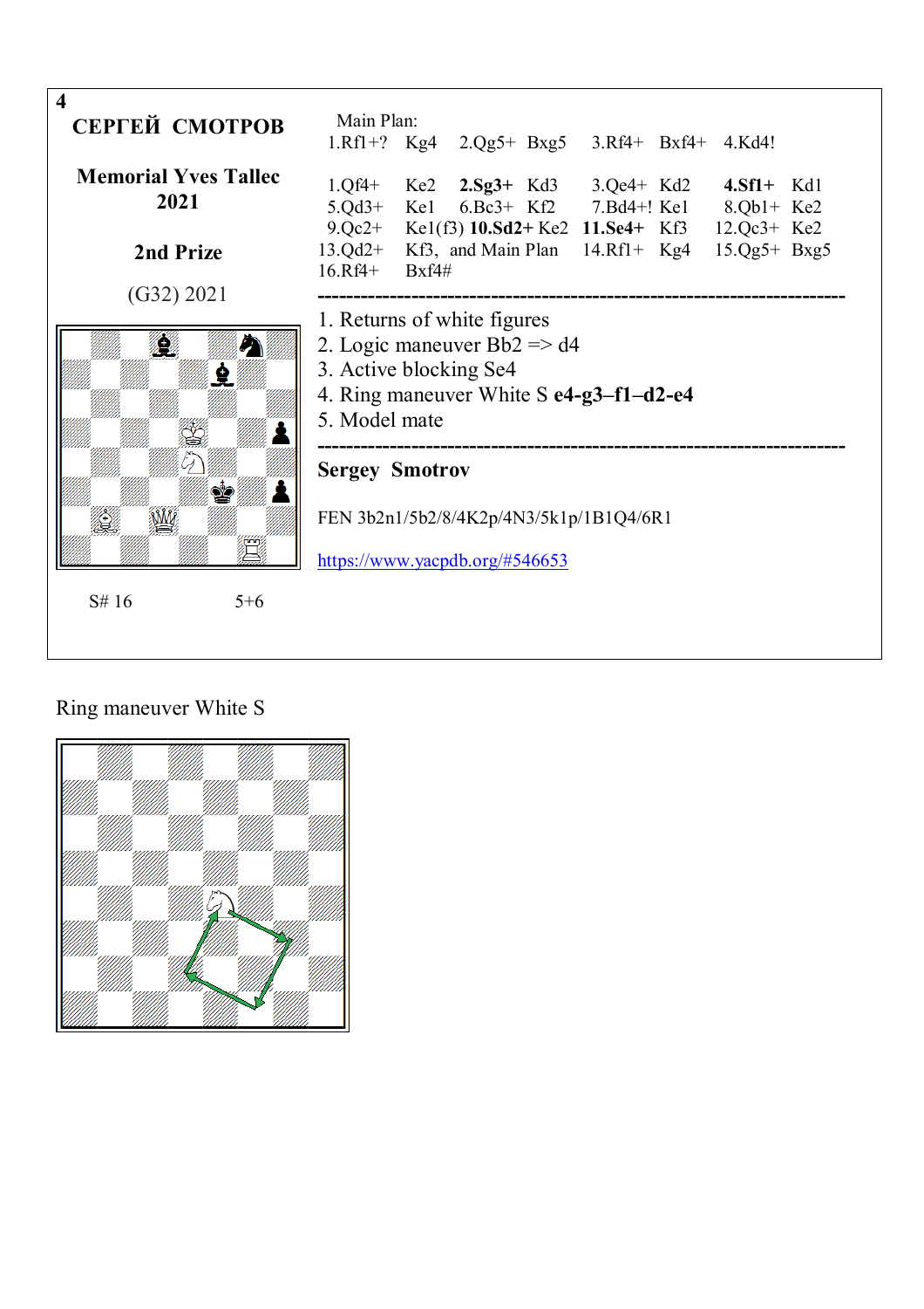**4**

## СЕРГЕЙ СМОТРОВ

**Memorial Yves Tallec 2021**

**2nd Prize**

(G32) 2021

S# 16 5+6

Main Plan:
1.Rf1+? Kg4 2.Qg5+ Bxg5 3.Rf4+ Bxf4+ 4.Kd4!

1.Qf4+ Ke2 **2.Sg3+** Kd3 3.Qe4+ Kd2 **4.Sf1+** Kd1
5.Qd3+ Ke1 6.Bc3+ Kf2 7.Bd4+! Ke1 8.Qb1+ Ke2
9.Qc2+ Ke1(f3) **10.Sd2+** Ke2 **11.Se4+** Kf3 12.Qc3+ Ke2
13.Qd2+ Kf3, and Main Plan 14.Rf1+ Kg4 15.Qg5+ Bxg5
16.Rf4+ Bxf4#

---

1. Returns of white figures
2. Logic maneuver Bb2 => d4
3. Active blocking Se4
4. Ring maneuver White S **e4-g3–f1–d2-e4**
5. Model mate

---

**Sergey Smotrov**

FEN 3b2n1/5b2/8/4K2p/4N3/5k1p/1B1Q4/6R1

https://www.yacpdb.org/#546653

Ring maneuver White S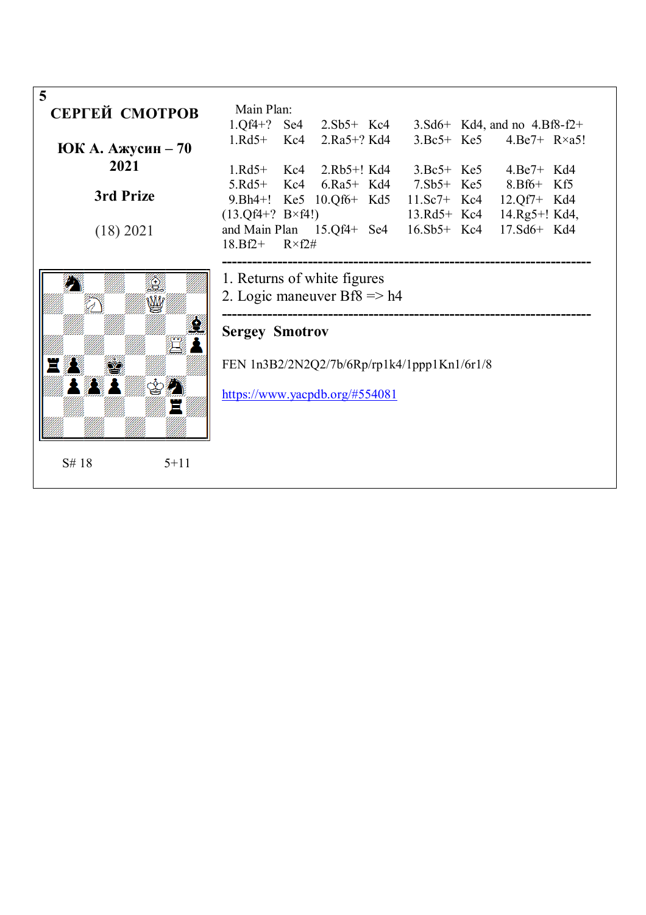**5**

**СЕРГЕЙ СМОТРОВ**

**ЮК А. Ажусин – 70 2021**

**3rd Prize**

(18) 2021

S# 18 5+11

Main Plan:

1.Qf4+? Se4 2.Sb5+ Kc4 3.Sd6+ Kd4, and no 4.Bf8-f2+

1.Rd5+ Kc4 2.Ra5+? Kd4 3.Bc5+ Ke5 4.Be7+ R×a5!

1.Rd5+ Kc4 2.Rb5+! Kd4 3.Bc5+ Ke5 4.Be7+ Kd4
5.Rd5+ Kc4 6.Ra5+ Kd4 7.Sb5+ Ke5 8.Bf6+ Kf5
9.Bh4+! Ke5 10.Qf6+ Kd5 11.Sc7+ Kc4 12.Qf7+ Kd4
(13.Qf4+? B×f4!) 13.Rd5+ Kc4 14.Rg5+! Kd4,
and Main Plan 15.Qf4+ Se4 16.Sb5+ Kc4 17.Sd6+ Kd4
18.Bf2+ R×f2#

---

1. Returns of white figures
2. Logic maneuver Bf8 => h4

---

**Sergey Smotrov**

FEN 1n3B2/2N2Q2/7b/6Rp/rp1k4/1ppp1Kn1/6r1/8

https://www.yacpdb.org/#554081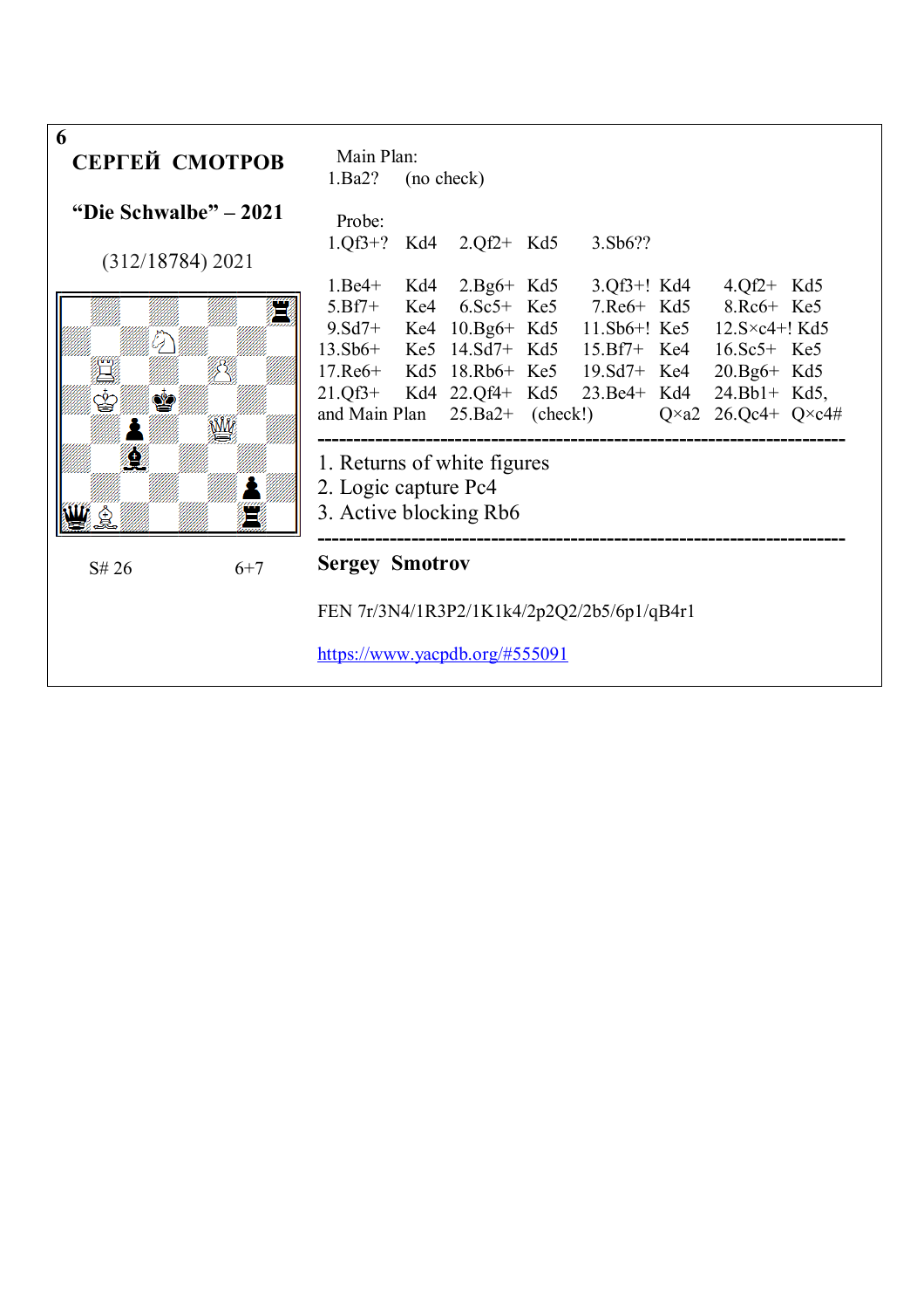**6**

**СЕРГЕЙ СМОТРОВ**

**“Die Schwalbe” – 2021**

(312/18784) 2021

S# 26 6+7

Main Plan:
1.Ba2? (no check)

Probe:
1.Qf3+? Kd4 2.Qf2+ Kd5 3.Sb6??

| | | | | | | | |
|---|---|---|---|---|---|---|---|
| 1.Be4+ | Kd4 | 2.Bg6+ | Kd5 | 3.Qf3+! | Kd4 | 4.Qf2+ | Kd5 |
| 5.Bf7+ | Ke4 | 6.Sc5+ | Ke5 | 7.Re6+ | Kd5 | 8.Rc6+ | Ke5 |
| 9.Sd7+ | Ke4 | 10.Bg6+ | Kd5 | 11.Sb6+! | Ke5 | 12.S×c4+! | Kd5 |
| 13.Sb6+ | Ke5 | 14.Sd7+ | Kd5 | 15.Bf7+ | Ke4 | 16.Sc5+ | Ke5 |
| 17.Re6+ | Kd5 | 18.Rb6+ | Ke5 | 19.Sd7+ | Ke4 | 20.Bg6+ | Kd5 |
| 21.Qf3+ | Kd4 | 22.Qf4+ | Kd5 | 23.Be4+ | Kd4 | 24.Bb1+ | Kd5, |
| and Main Plan | | 25.Ba2+ | (check!) | | Q×a2 | 26.Qc4+ | Q×c4# |

---

1. Returns of white figures
2. Logic capture Pc4
3. Active blocking Rb6

---

**Sergey Smotrov**

FEN 7r/3N4/1R3P2/1K1k4/2p2Q2/2b5/6p1/qB4r1

https://www.yacpdb.org/#555091